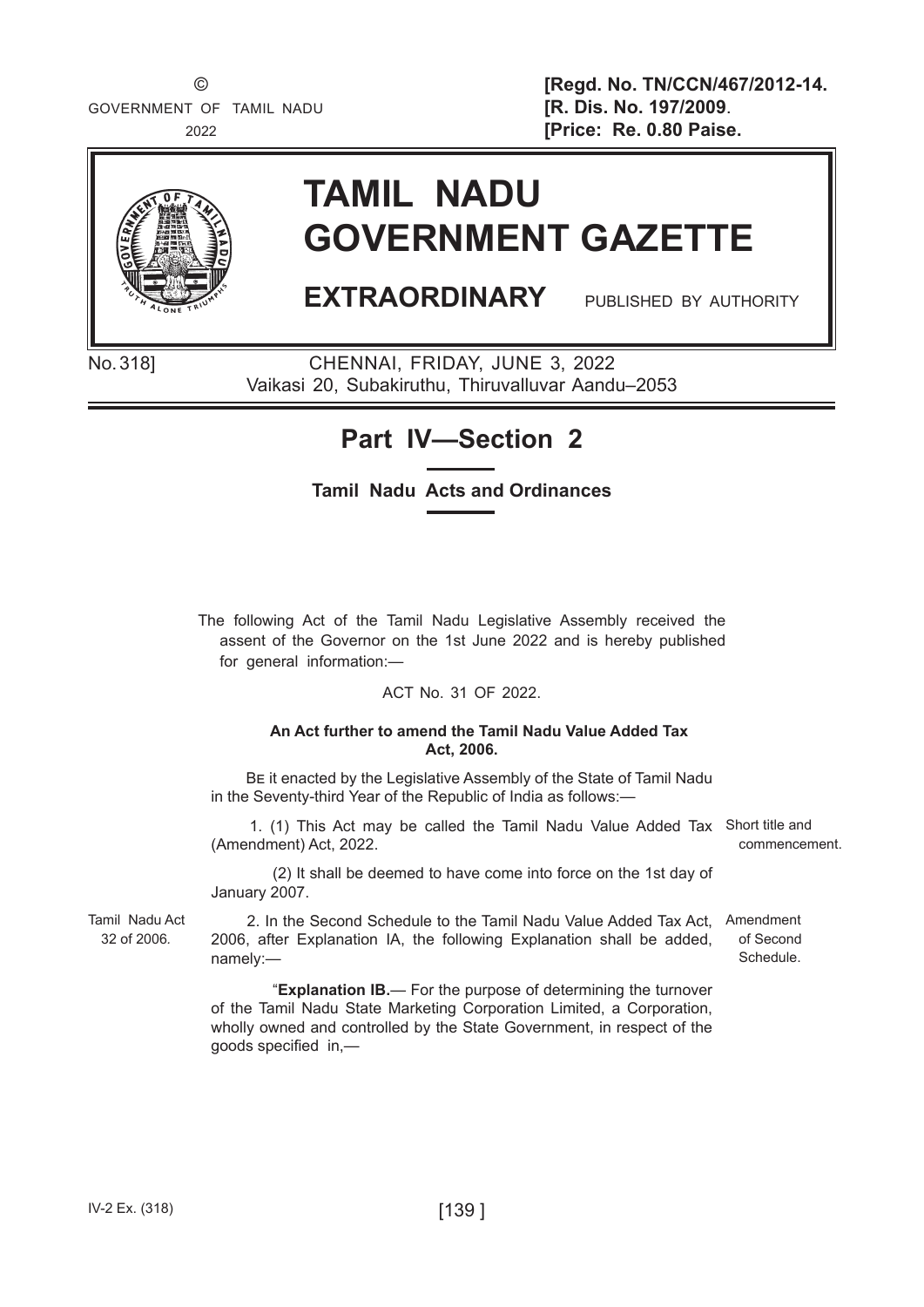©
GOVERNMENT OF TAMIL NADU
2022

**[Regd. No. TN/CCN/467/2012-14.**
**[R. Dis. No. 197/2009.**
**[Price: Re. 0.80 Paise.**

# TAMIL NADU GOVERNMENT GAZETTE

**EXTRAORDINARY** PUBLISHED BY AUTHORITY

No. 318] CHENNAI, FRIDAY, JUNE 3, 2022
Vaikasi 20, Subakiruthu, Thiruvalluvar Aandu–2053

## Part IV—Section 2

**Tamil Nadu Acts and Ordinances**

The following Act of the Tamil Nadu Legislative Assembly received the assent of the Governor on the 1st June 2022 and is hereby published for general information:—

ACT No. 31 OF 2022.

**An Act further to amend the Tamil Nadu Value Added Tax Act, 2006.**

BE it enacted by the Legislative Assembly of the State of Tamil Nadu in the Seventy-third Year of the Republic of India as follows:—

Short title and commencement.

1. (1) This Act may be called the Tamil Nadu Value Added Tax (Amendment) Act, 2022.

(2) It shall be deemed to have come into force on the 1st day of January 2007.

Tamil Nadu Act 32 of 2006.

Amendment of Second Schedule.

2. In the Second Schedule to the Tamil Nadu Value Added Tax Act, 2006, after Explanation IA, the following Explanation shall be added, namely:—

"**Explanation IB.**— For the purpose of determining the turnover of the Tamil Nadu State Marketing Corporation Limited, a Corporation, wholly owned and controlled by the State Government, in respect of the goods specified in,—

IV-2 Ex. (318)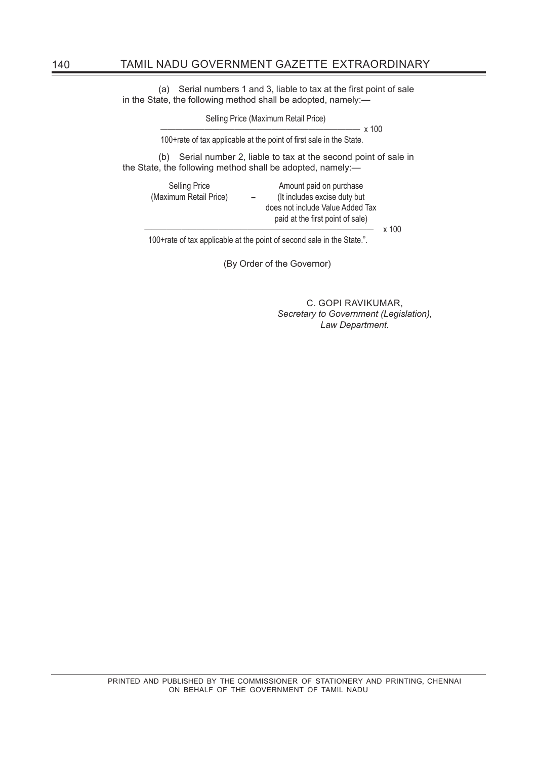(a) Serial numbers 1 and 3, liable to tax at the first point of sale in the State, the following method shall be adopted, namely:—

$$\frac{\text{Selling Price (Maximum Retail Price)}}{\text{100+rate of tax applicable at the point of first sale in the State.}} \times 100$$

(b) Serial number 2, liable to tax at the second point of sale in the State, the following method shall be adopted, namely:—

$$\frac{\text{Selling Price (Maximum Retail Price)} - \text{Amount paid on purchase (It includes excise duty but does not include Value Added Tax paid at the first point of sale)}}{\text{100+rate of tax applicable at the point of second sale in the State.".}} \times 100$$

(By Order of the Governor)

C. GOPI RAVIKUMAR,  
*Secretary to Government (Legislation),*  
*Law Department.*

PRINTED AND PUBLISHED BY THE COMMISSIONER OF STATIONERY AND PRINTING, CHENNAI ON BEHALF OF THE GOVERNMENT OF TAMIL NADU